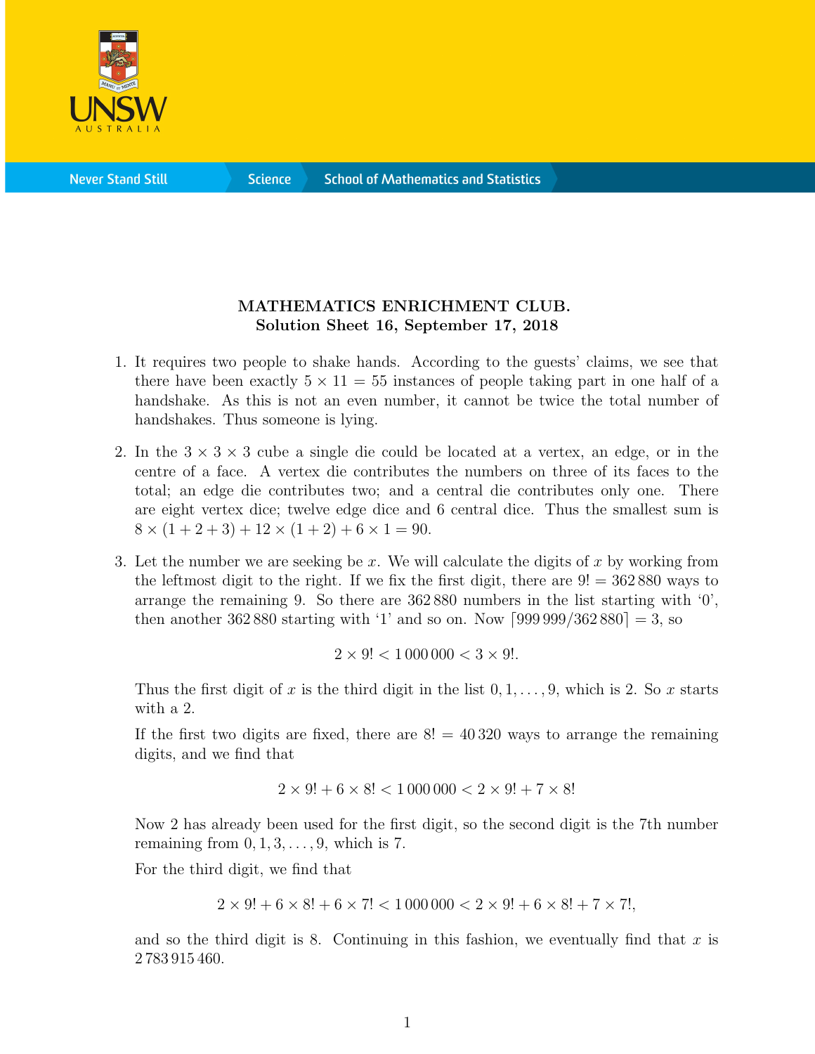**MATHEMATICS ENRICHMENT CLUB.**
**Solution Sheet 16, September 17, 2018**

1. It requires two people to shake hands. According to the guests' claims, we see that there have been exactly $5 \times 11 = 55$ instances of people taking part in one half of a handshake. As this is not an even number, it cannot be twice the total number of handshakes. Thus someone is lying.

2. In the $3 \times 3 \times 3$ cube a single die could be located at a vertex, an edge, or in the centre of a face. A vertex die contributes the numbers on three of its faces to the total; an edge die contributes two; and a central die contributes only one. There are eight vertex dice; twelve edge dice and 6 central dice. Thus the smallest sum is $8 \times (1+2+3) + 12 \times (1+2) + 6 \times 1 = 90$.

3. Let the number we are seeking be $x$. We will calculate the digits of $x$ by working from the leftmost digit to the right. If we fix the first digit, there are $9! = 362\,880$ ways to arrange the remaining 9. So there are $362\,880$ numbers in the list starting with '0', then another $362\,880$ starting with '1' and so on. Now $\lceil 999\,999/362\,880 \rceil = 3$, so

$$2 \times 9! < 1\,000\,000 < 3 \times 9!.$$

Thus the first digit of $x$ is the third digit in the list $0, 1, \ldots, 9$, which is 2. So $x$ starts with a 2.

If the first two digits are fixed, there are $8! = 40\,320$ ways to arrange the remaining digits, and we find that

$$2 \times 9! + 6 \times 8! < 1\,000\,000 < 2 \times 9! + 7 \times 8!$$

Now 2 has already been used for the first digit, so the second digit is the 7th number remaining from $0, 1, 3, \ldots, 9$, which is 7.

For the third digit, we find that

$$2 \times 9! + 6 \times 8! + 6 \times 7! < 1\,000\,000 < 2 \times 9! + 6 \times 8! + 7 \times 7!,$$

and so the third digit is 8. Continuing in this fashion, we eventually find that $x$ is $2\,783\,915\,460$.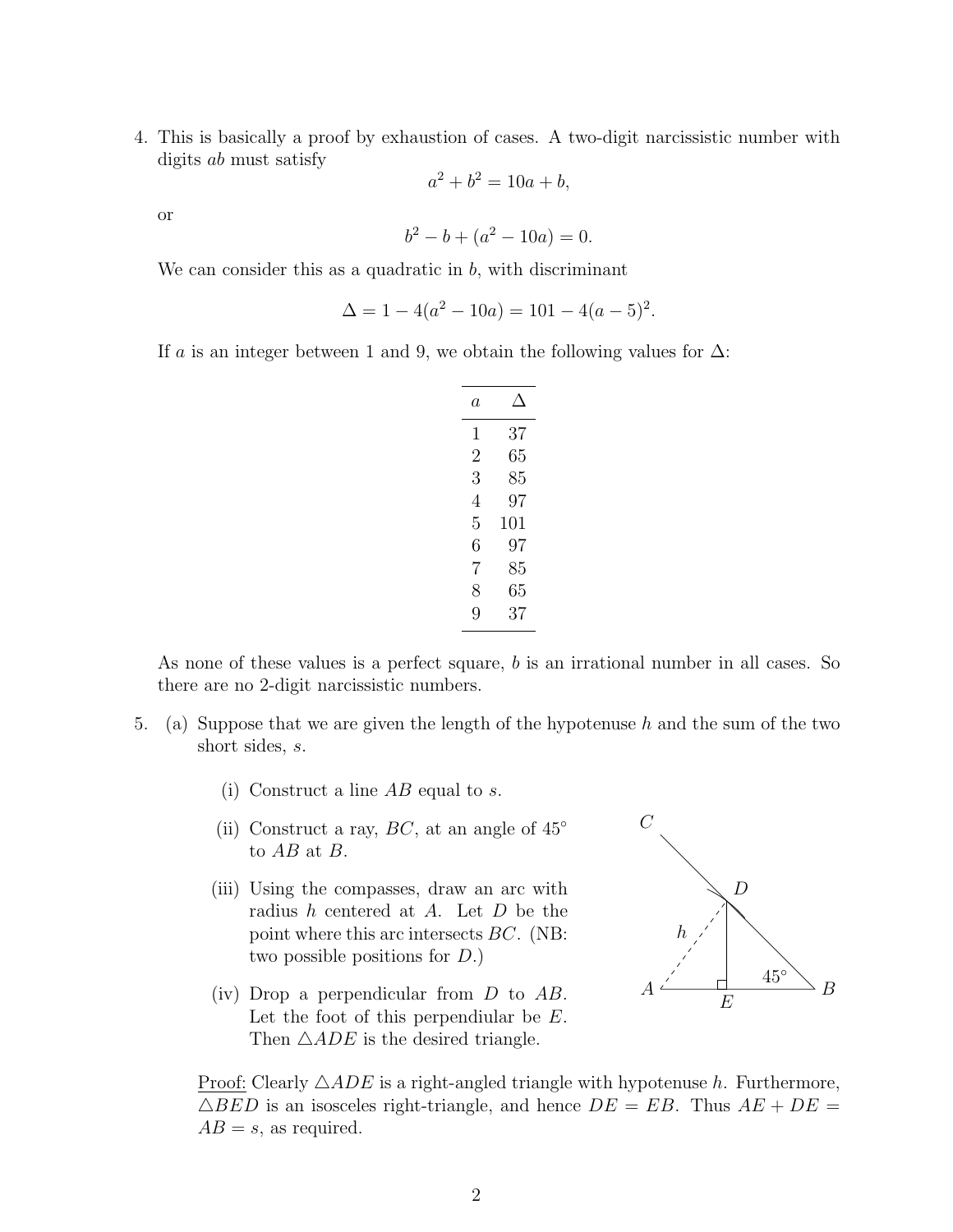4. This is basically a proof by exhaustion of cases. A two-digit narcissistic number with digits $ab$ must satisfy

$$a^2 + b^2 = 10a + b,$$

or

$$b^2 - b + (a^2 - 10a) = 0.$$

We can consider this as a quadratic in $b$, with discriminant

$$\Delta = 1 - 4(a^2 - 10a) = 101 - 4(a - 5)^2.$$

If $a$ is an integer between 1 and 9, we obtain the following values for $\Delta$:

| $a$ | $\Delta$ |
|---|---|
| 1 | 37 |
| 2 | 65 |
| 3 | 85 |
| 4 | 97 |
| 5 | 101 |
| 6 | 97 |
| 7 | 85 |
| 8 | 65 |
| 9 | 37 |

As none of these values is a perfect square, $b$ is an irrational number in all cases. So there are no 2-digit narcissistic numbers.

5. (a) Suppose that we are given the length of the hypotenuse $h$ and the sum of the two short sides, $s$.

   (i) Construct a line $AB$ equal to $s$.

   (ii) Construct a ray, $BC$, at an angle of 45° to $AB$ at $B$.

   (iii) Using the compasses, draw an arc with radius $h$ centered at $A$. Let $D$ be the point where this arc intersects $BC$. (NB: two possible positions for $D$.)

   (iv) Drop a perpendicular from $D$ to $AB$. Let the foot of this perpendiular be $E$. Then $\triangle ADE$ is the desired triangle.

   Proof: Clearly $\triangle ADE$ is a right-angled triangle with hypotenuse $h$. Furthermore, $\triangle BED$ is an isosceles right-triangle, and hence $DE = EB$. Thus $AE + DE = AB = s$, as required.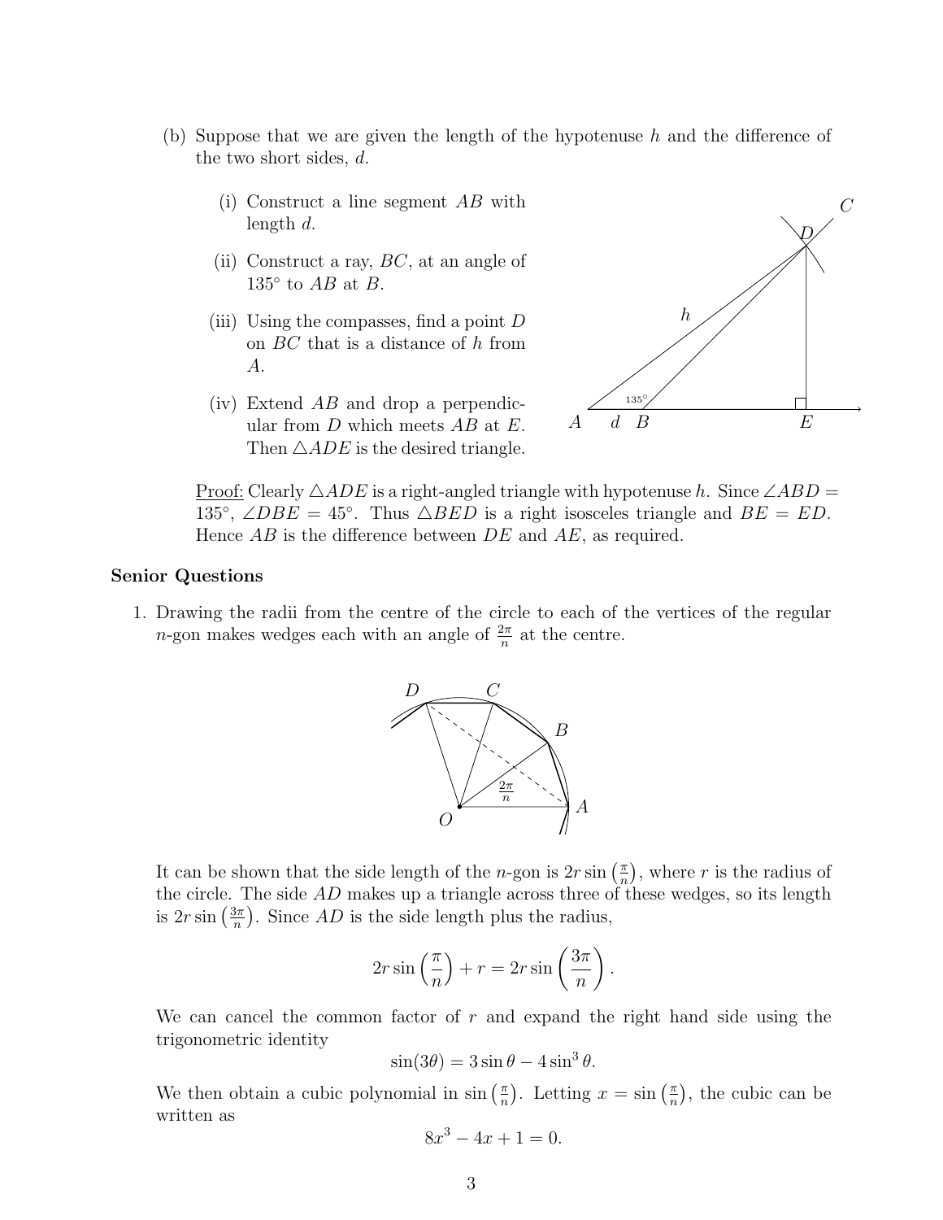(b) Suppose that we are given the length of the hypotenuse $h$ and the difference of the two short sides, $d$.

   (i) Construct a line segment $AB$ with length $d$.

   (ii) Construct a ray, $BC$, at an angle of $135°$ to $AB$ at $B$.

   (iii) Using the compasses, find a point $D$ on $BC$ that is a distance of $h$ from $A$.

   (iv) Extend $AB$ and drop a perpendicular from $D$ which meets $AB$ at $E$. Then $\triangle ADE$ is the desired triangle.

   Proof: Clearly $\triangle ADE$ is a right-angled triangle with hypotenuse $h$. Since $\angle ABD = 135°$, $\angle DBE = 45°$. Thus $\triangle BED$ is a right isosceles triangle and $BE = ED$. Hence $AB$ is the difference between $DE$ and $AE$, as required.

**Senior Questions**

1. Drawing the radii from the centre of the circle to each of the vertices of the regular $n$-gon makes wedges each with an angle of $\frac{2\pi}{n}$ at the centre.

   It can be shown that the side length of the $n$-gon is $2r \sin\left(\frac{\pi}{n}\right)$, where $r$ is the radius of the circle. The side $AD$ makes up a triangle across three of these wedges, so its length is $2r \sin\left(\frac{3\pi}{n}\right)$. Since $AD$ is the side length plus the radius,

$$2r \sin\left(\frac{\pi}{n}\right) + r = 2r \sin\left(\frac{3\pi}{n}\right).$$

   We can cancel the common factor of $r$ and expand the right hand side using the trigonometric identity

$$\sin(3\theta) = 3\sin\theta - 4\sin^3\theta.$$

   We then obtain a cubic polynomial in $\sin\left(\frac{\pi}{n}\right)$. Letting $x = \sin\left(\frac{\pi}{n}\right)$, the cubic can be written as

$$8x^3 - 4x + 1 = 0.$$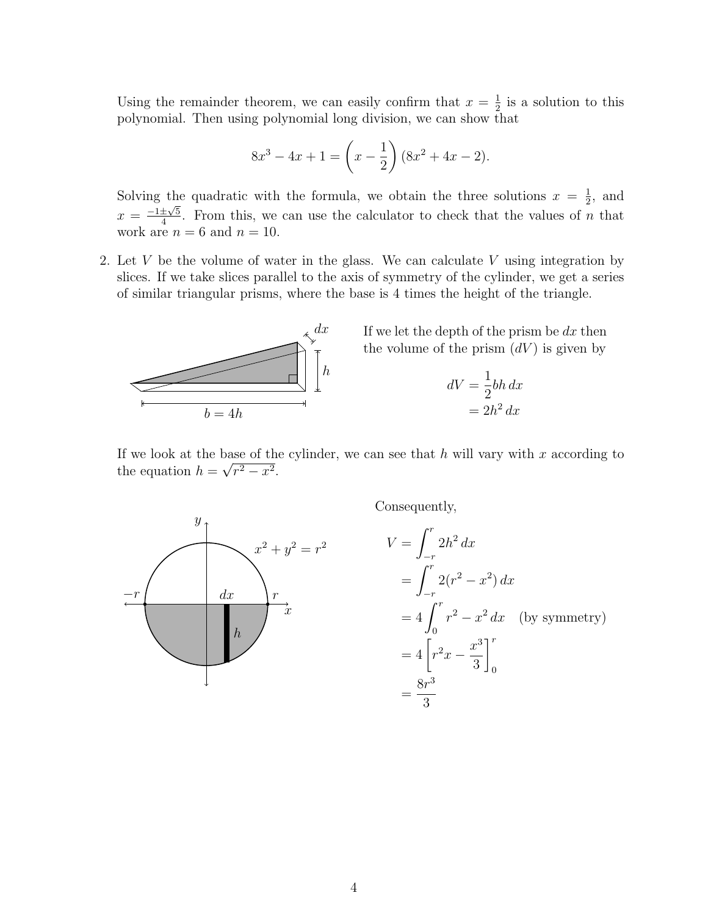Using the remainder theorem, we can easily confirm that $x = \frac{1}{2}$ is a solution to this polynomial. Then using polynomial long division, we can show that

$$8x^3 - 4x + 1 = \left(x - \frac{1}{2}\right)(8x^2 + 4x - 2).$$

Solving the quadratic with the formula, we obtain the three solutions $x = \frac{1}{2}$, and $x = \frac{-1 \pm \sqrt{5}}{4}$. From this, we can use the calculator to check that the values of $n$ that work are $n = 6$ and $n = 10$.

2. Let $V$ be the volume of water in the glass. We can calculate $V$ using integration by slices. If we take slices parallel to the axis of symmetry of the cylinder, we get a series of similar triangular prisms, where the base is 4 times the height of the triangle.

$dx$

$h$

$b = 4h$

If we let the depth of the prism be $dx$ then the volume of the prism ($dV$) is given by

$$\begin{aligned} dV &= \frac{1}{2} bh\, dx \\ &= 2h^2\, dx \end{aligned}$$

If we look at the base of the cylinder, we can see that $h$ will vary with $x$ according to the equation $h = \sqrt{r^2 - x^2}$.

$y$

$x^2 + y^2 = r^2$

$-r$ $dx$ $r$

$x$

$h$

Consequently,

$$\begin{aligned} V &= \int_{-r}^{r} 2h^2\, dx \\ &= \int_{-r}^{r} 2(r^2 - x^2)\, dx \\ &= 4 \int_{0}^{r} r^2 - x^2\, dx \quad \text{(by symmetry)} \\ &= 4 \left[ r^2 x - \frac{x^3}{3} \right]_0^r \\ &= \frac{8r^3}{3} \end{aligned}$$